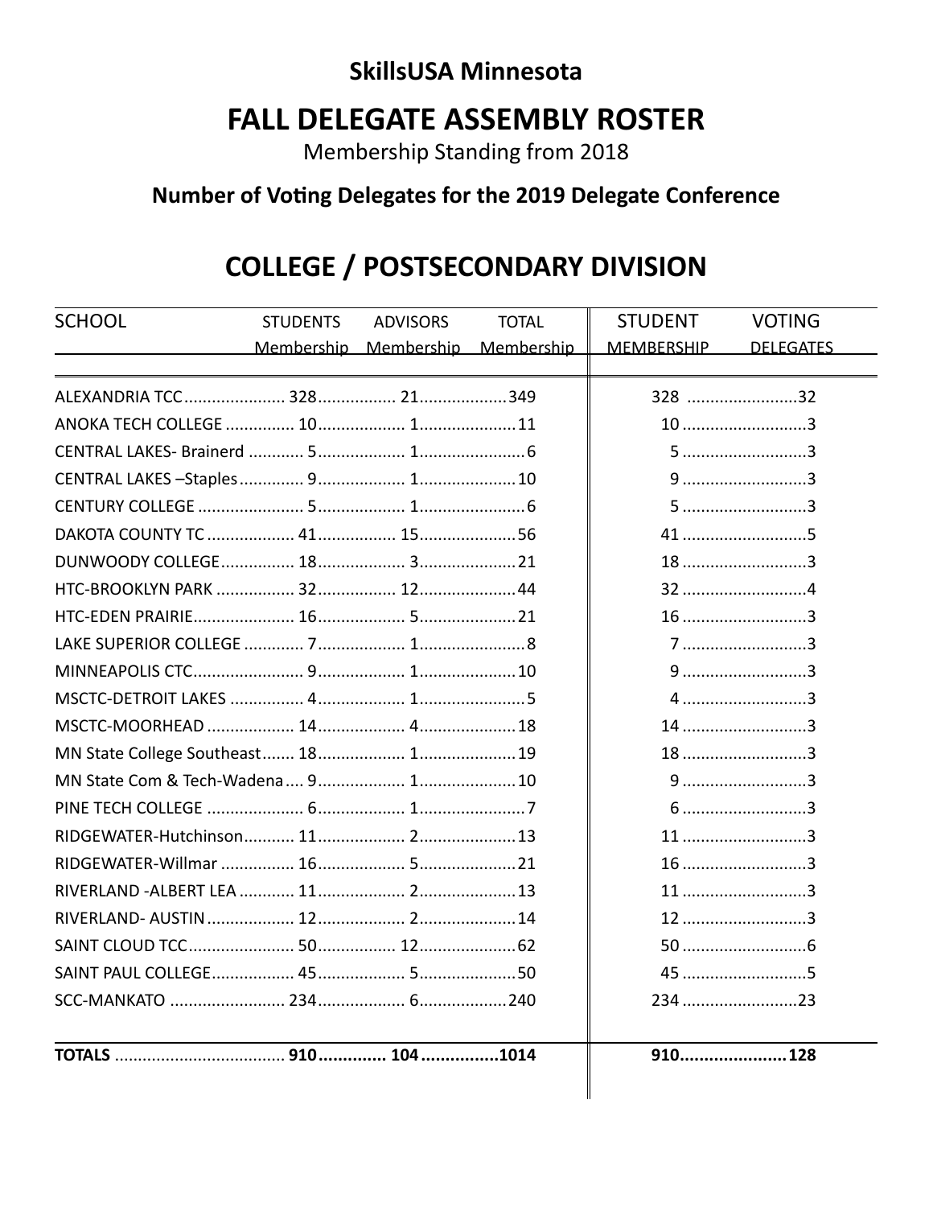## SkillsUSA Minnesota

# FALL DELEGATE ASSEMBLY ROSTER

Membership Standing from 2018

### Number of Voting Delegates for the 2019 Delegate Conference

## COLLEGE / POSTSECONDARY DIVISION

| SCHOOL | STUDENTS Membership | ADVISORS Membership | TOTAL Membership | STUDENT MEMBERSHIP | VOTING DELEGATES |
|---|---|---|---|---|---|
| ALEXANDRIA TCC | 328 | 21 | 349 | 328 | 32 |
| ANOKA TECH COLLEGE | 10 | 1 | 11 | 10 | 3 |
| CENTRAL LAKES- Brainerd | 5 | 1 | 6 | 5 | 3 |
| CENTRAL LAKES –Staples | 9 | 1 | 10 | 9 | 3 |
| CENTURY COLLEGE | 5 | 1 | 6 | 5 | 3 |
| DAKOTA COUNTY TC | 41 | 15 | 56 | 41 | 5 |
| DUNWOODY COLLEGE | 18 | 3 | 21 | 18 | 3 |
| HTC-BROOKLYN PARK | 32 | 12 | 44 | 32 | 4 |
| HTC-EDEN PRAIRIE | 16 | 5 | 21 | 16 | 3 |
| LAKE SUPERIOR COLLEGE | 7 | 1 | 8 | 7 | 3 |
| MINNEAPOLIS CTC | 9 | 1 | 10 | 9 | 3 |
| MSCTC-DETROIT LAKES | 4 | 1 | 5 | 4 | 3 |
| MSCTC-MOORHEAD | 14 | 4 | 18 | 14 | 3 |
| MN State College Southeast | 18 | 1 | 19 | 18 | 3 |
| MN State Com & Tech-Wadena | 9 | 1 | 10 | 9 | 3 |
| PINE TECH COLLEGE | 6 | 1 | 7 | 6 | 3 |
| RIDGEWATER-Hutchinson | 11 | 2 | 13 | 11 | 3 |
| RIDGEWATER-Willmar | 16 | 5 | 21 | 16 | 3 |
| RIVERLAND -ALBERT LEA | 11 | 2 | 13 | 11 | 3 |
| RIVERLAND- AUSTIN | 12 | 2 | 14 | 12 | 3 |
| SAINT CLOUD TCC | 50 | 12 | 62 | 50 | 6 |
| SAINT PAUL COLLEGE | 45 | 5 | 50 | 45 | 5 |
| SCC-MANKATO | 234 | 6 | 240 | 234 | 23 |
| **TOTALS** | **910** | **104** | **1014** | **910** | **128** |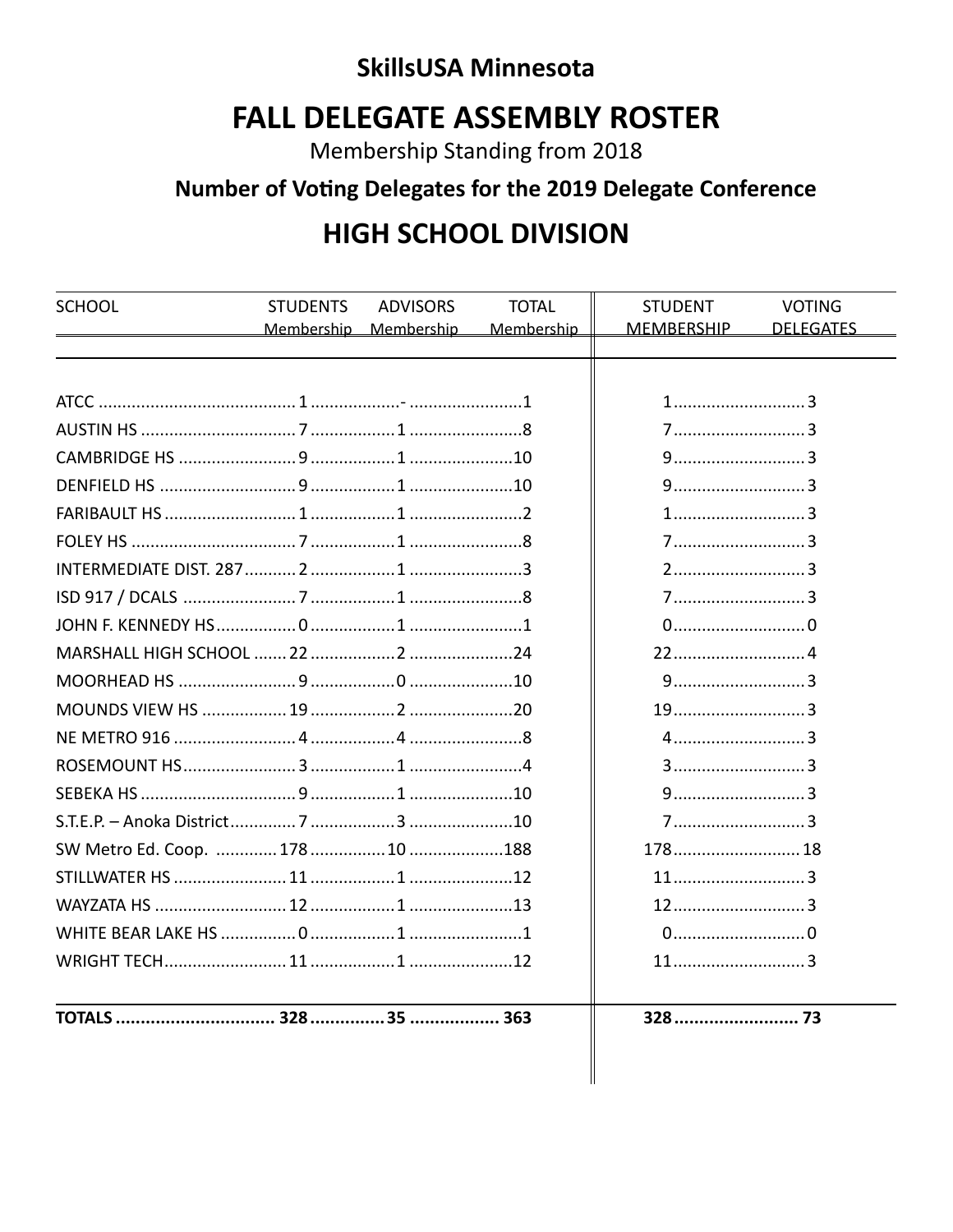## SkillsUSA Minnesota

# FALL DELEGATE ASSEMBLY ROSTER

Membership Standing from 2018

### Number of Voting Delegates for the 2019 Delegate Conference

## HIGH SCHOOL DIVISION

| SCHOOL | STUDENTS Membership | ADVISORS Membership | TOTAL Membership | STUDENT MEMBERSHIP | VOTING DELEGATES |
|---|---|---|---|---|---|
| ATCC | 1 | - | 1 | 1 | 3 |
| AUSTIN HS | 7 | 1 | 8 | 7 | 3 |
| CAMBRIDGE HS | 9 | 1 | 10 | 9 | 3 |
| DENFIELD HS | 9 | 1 | 10 | 9 | 3 |
| FARIBAULT HS | 1 | 1 | 2 | 1 | 3 |
| FOLEY HS | 7 | 1 | 8 | 7 | 3 |
| INTERMEDIATE DIST. 287 | 2 | 1 | 3 | 2 | 3 |
| ISD 917 / DCALS | 7 | 1 | 8 | 7 | 3 |
| JOHN F. KENNEDY HS | 0 | 1 | 1 | 0 | 0 |
| MARSHALL HIGH SCHOOL | 22 | 2 | 24 | 22 | 4 |
| MOORHEAD HS | 9 | 0 | 10 | 9 | 3 |
| MOUNDS VIEW HS | 19 | 2 | 20 | 19 | 3 |
| NE METRO 916 | 4 | 4 | 8 | 4 | 3 |
| ROSEMOUNT HS | 3 | 1 | 4 | 3 | 3 |
| SEBEKA HS | 9 | 1 | 10 | 9 | 3 |
| S.T.E.P. – Anoka District | 7 | 3 | 10 | 7 | 3 |
| SW Metro Ed. Coop. | 178 | 10 | 188 | 178 | 18 |
| STILLWATER HS | 11 | 1 | 12 | 11 | 3 |
| WAYZATA HS | 12 | 1 | 13 | 12 | 3 |
| WHITE BEAR LAKE HS | 0 | 1 | 1 | 0 | 0 |
| WRIGHT TECH | 11 | 1 | 12 | 11 | 3 |
| **TOTALS** | **328** | **35** | **363** | **328** | **73** |